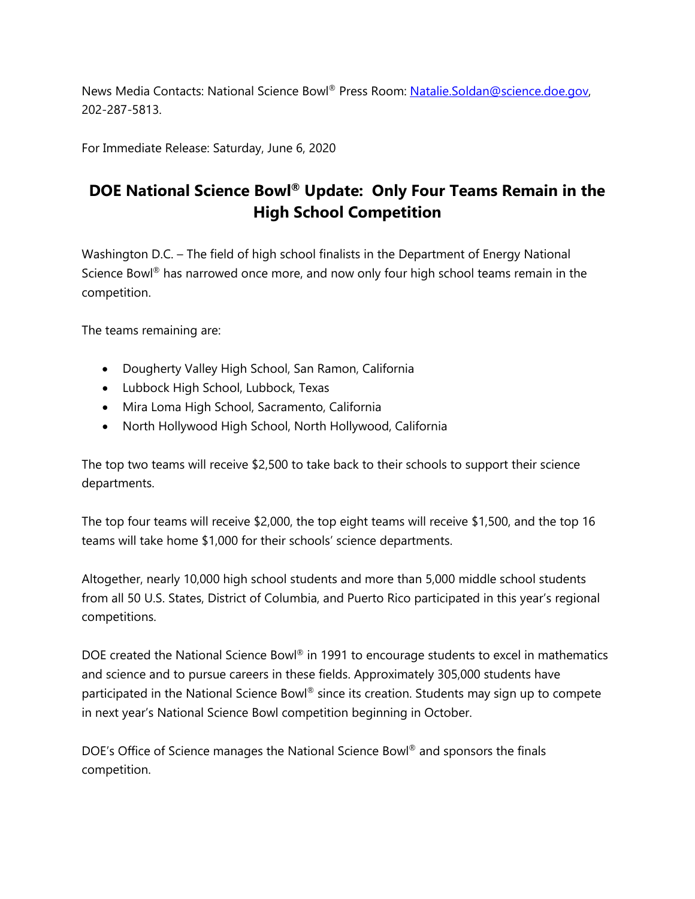News Media Contacts: National Science Bowl® Press Room: [Natalie.Soldan@science.doe.gov](mailto:Natalie.Soldan@science.doe.gov), 202-287-5813.

For Immediate Release: Saturday, June 6, 2020

# DOE National Science Bowl® Update: Only Four Teams Remain in the High School Competition

Washington D.C. – The field of high school finalists in the Department of Energy National Science Bowl® has narrowed once more, and now only four high school teams remain in the competition.

The teams remaining are:

- Dougherty Valley High School, San Ramon, California
- Lubbock High School, Lubbock, Texas
- Mira Loma High School, Sacramento, California
- North Hollywood High School, North Hollywood, California

The top two teams will receive $2,500 to take back to their schools to support their science departments.

The top four teams will receive $2,000, the top eight teams will receive $1,500, and the top 16 teams will take home $1,000 for their schools' science departments.

Altogether, nearly 10,000 high school students and more than 5,000 middle school students from all 50 U.S. States, District of Columbia, and Puerto Rico participated in this year's regional competitions.

DOE created the National Science Bowl® in 1991 to encourage students to excel in mathematics and science and to pursue careers in these fields. Approximately 305,000 students have participated in the National Science Bowl® since its creation. Students may sign up to compete in next year's National Science Bowl competition beginning in October.

DOE's Office of Science manages the National Science Bowl® and sponsors the finals competition.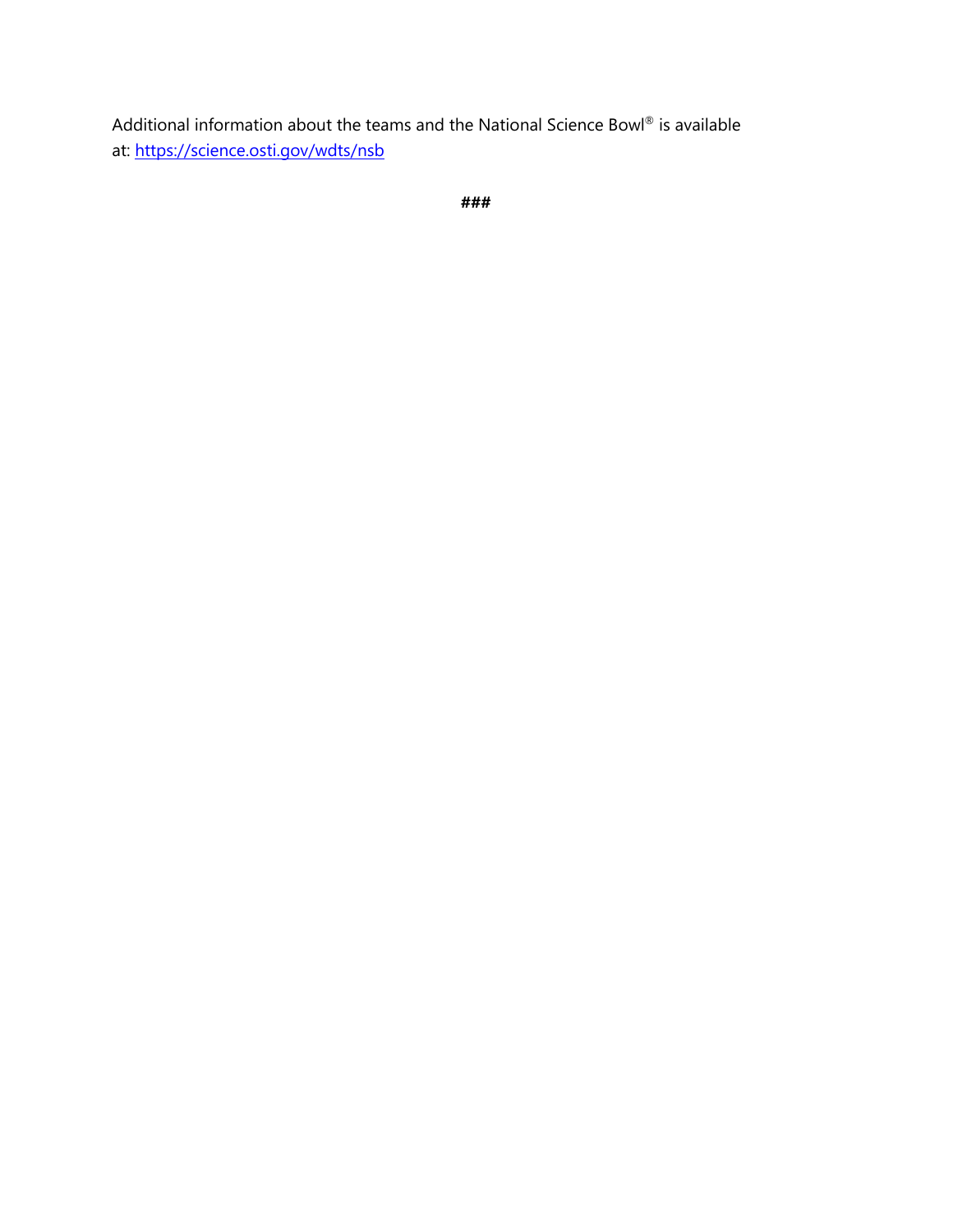Additional information about the teams and the National Science Bowl® is available at: https://science.osti.gov/wdts/nsb

###